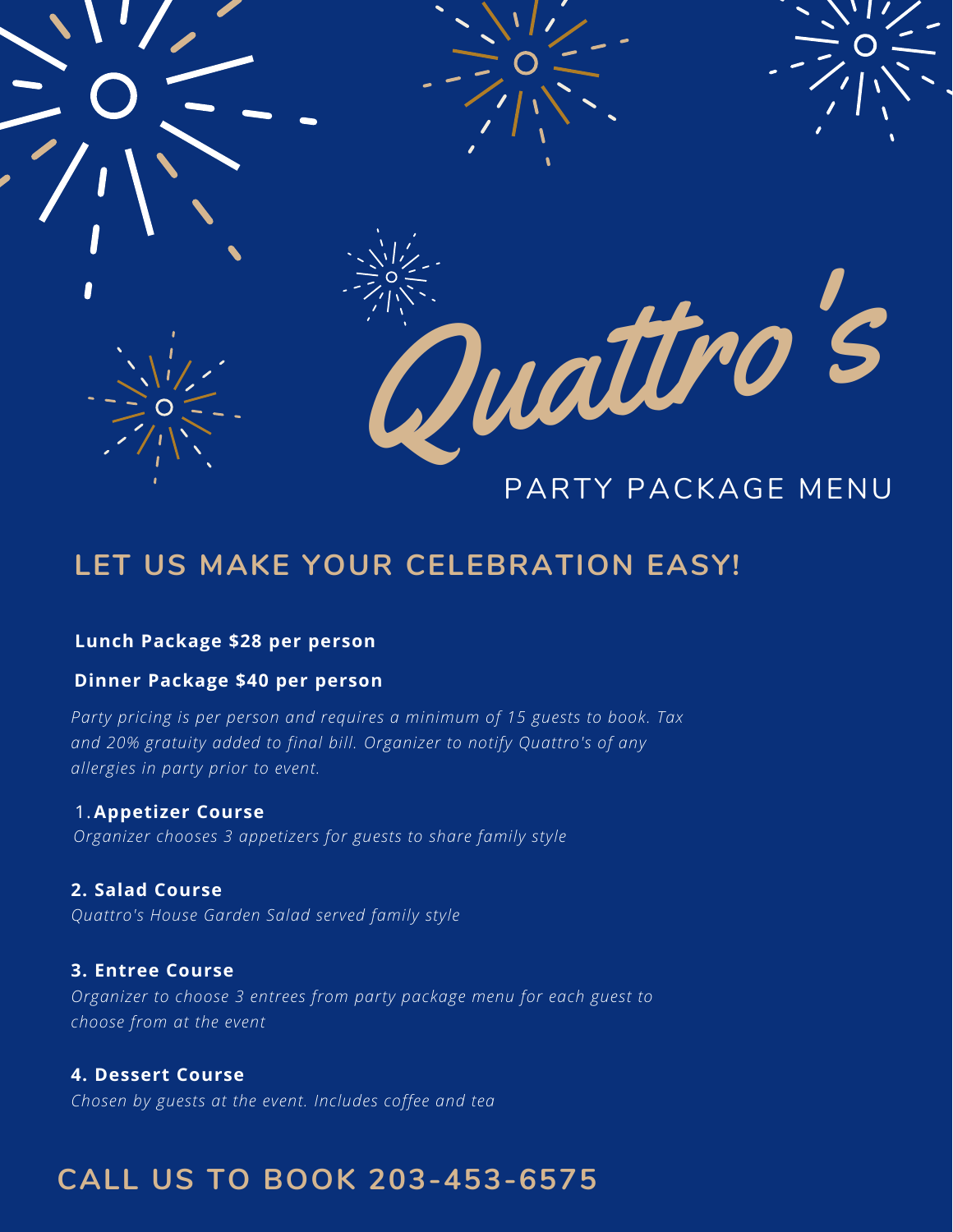# Quattro's

## PARTY PACKAGE MENU

## LET US MAKE YOUR CELEBRATION EASY!

**Lunch Package $28 per person**

**Dinner Package $40 per person**

*Party pricing is per person and requires a minimum of 15 guests to book. Tax and 20% gratuity added to final bill. Organizer to notify Quattro's of any allergies in party prior to event.*

**1. Appetizer Course**
*Organizer chooses 3 appetizers for guests to share family style*

**2. Salad Course**
*Quattro's House Garden Salad served family style*

**3. Entree Course**
*Organizer to choose 3 entrees from party package menu for each guest to choose from at the event*

**4. Dessert Course**
*Chosen by guests at the event. Includes coffee and tea*

## CALL US TO BOOK 203-453-6575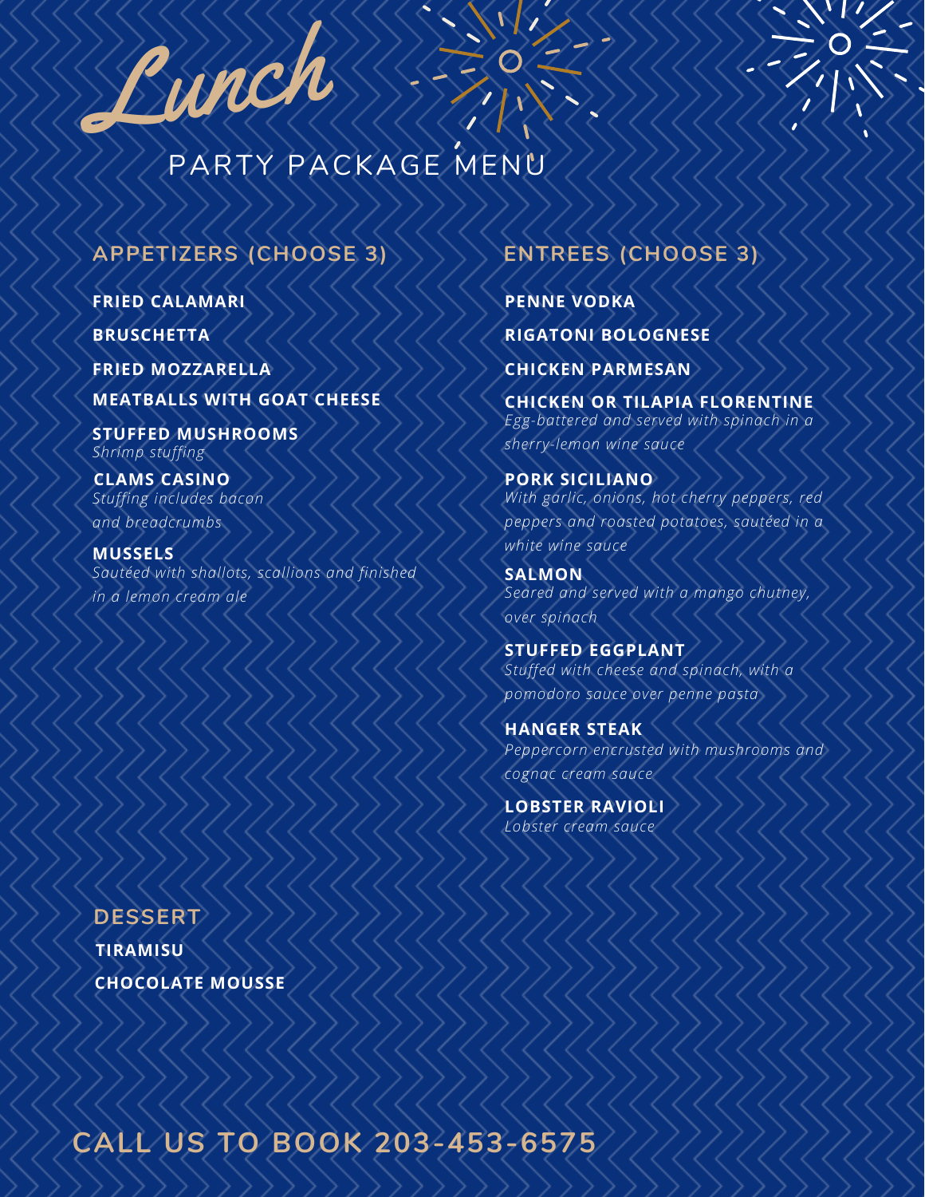# Lunch

## PARTY PACKAGE MENU

### APPETIZERS (CHOOSE 3)

**FRIED CALAMARI**

**BRUSCHETTA**

**FRIED MOZZARELLA**

**MEATBALLS WITH GOAT CHEESE**

**STUFFED MUSHROOMS**
*Shrimp stuffing*

**CLAMS CASINO**
*Stuffing includes bacon and breadcrumbs*

**MUSSELS**
*Sautéed with shallots, scallions and finished in a lemon cream ale*

### ENTREES (CHOOSE 3)

**PENNE VODKA**

**RIGATONI BOLOGNESE**

**CHICKEN PARMESAN**

**CHICKEN OR TILAPIA FLORENTINE**
*Egg-battered and served with spinach in a sherry-lemon wine sauce*

**PORK SICILIANO**
*With garlic, onions, hot cherry peppers, red peppers and roasted potatoes, sautéed in a white wine sauce*

**SALMON**
*Seared and served with a mango chutney, over spinach*

**STUFFED EGGPLANT**
*Stuffed with cheese and spinach, with a pomodoro sauce over penne pasta*

**HANGER STEAK**
*Peppercorn encrusted with mushrooms and cognac cream sauce*

**LOBSTER RAVIOLI**
*Lobster cream sauce*

### DESSERT

**TIRAMISU**

**CHOCOLATE MOUSSE**

## CALL US TO BOOK 203-453-6575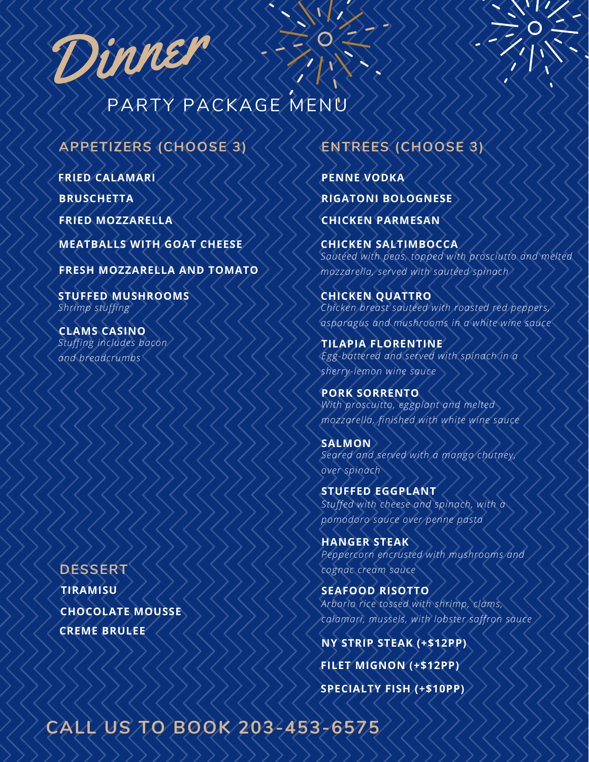# Dinner

## PARTY PACKAGE MENU

### APPETIZERS (CHOOSE 3)

**FRIED CALAMARI**

**BRUSCHETTA**

**FRIED MOZZARELLA**

**MEATBALLS WITH GOAT CHEESE**

**FRESH MOZZARELLA AND TOMATO**

**STUFFED MUSHROOMS**
*Shrimp stuffing*

**CLAMS CASINO**
*Stuffing includes bacon and breadcrumbs*

### DESSERT

**TIRAMISU**

**CHOCOLATE MOUSSE**

**CREME BRULEE**

### ENTREES (CHOOSE 3)

**PENNE VODKA**

**RIGATONI BOLOGNESE**

**CHICKEN PARMESAN**

**CHICKEN SALTIMBOCCA**
*Sautéed with peas, topped with prosciutto and melted mozzarella, served with sautéed spinach*

**CHICKEN QUATTRO**
*Chicken breast sautéed with roasted red peppers, asparagus and mushrooms in a white wine sauce*

**TILAPIA FLORENTINE**
*Egg-battered and served with spinach in a sherry-lemon wine sauce*

**PORK SORRENTO**
*With proscuitto, eggplant and melted mozzarella, finished with white wine sauce*

**SALMON**
*Seared and served with a mango chutney, over spinach*

**STUFFED EGGPLANT**
*Stuffed with cheese and spinach, with a pomodoro sauce over penne pasta*

**HANGER STEAK**
*Peppercorn encrusted with mushrooms and cognac cream sauce*

**SEAFOOD RISOTTO**
*Arborio rice tossed with shrimp, clams, calamari, mussels, with lobster saffron sauce*

**NY STRIP STEAK (+$12PP)**

**FILET MIGNON (+$12PP)**

**SPECIALTY FISH (+$10PP)**

## CALL US TO BOOK 203-453-6575